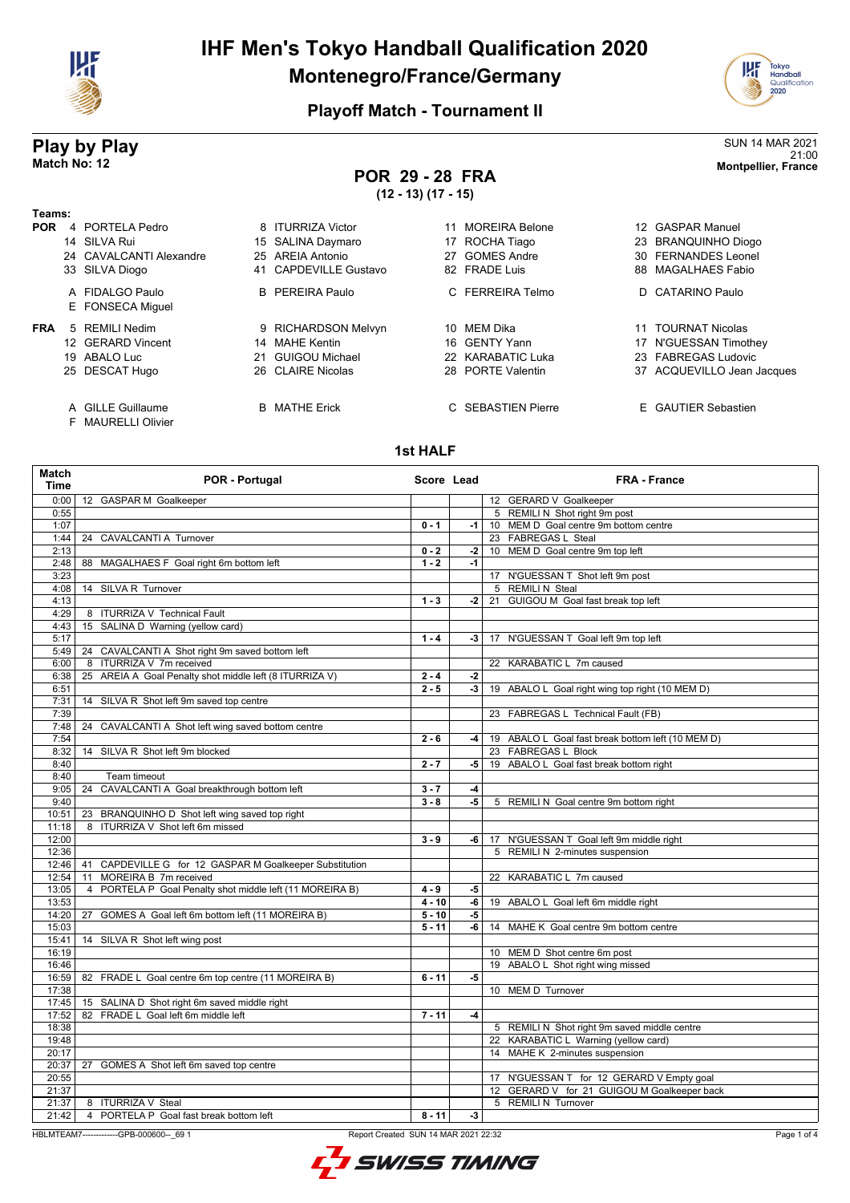# IHF Men's Tokyo Handball Qualification 2020

## Montenegro/France/Germany

### Playoff Match - Tournament II

## Play by Play

**Match No: 12**

SUN 14 MAR 2021
21:00
**Montpellier, France**

## POR 29 - 28 FRA

**(12 - 13) (17 - 15)**

**Teams:**

**POR**
- 4 PORTELA Pedro
- 8 ITURRIZA Victor
- 11 MOREIRA Belone
- 12 GASPAR Manuel
- 14 SILVA Rui
- 15 SALINA Daymaro
- 17 ROCHA Tiago
- 23 BRANQUINHO Diogo
- 24 CAVALCANTI Alexandre
- 25 AREIA Antonio
- 27 GOMES Andre
- 30 FERNANDES Leonel
- 33 SILVA Diogo
- 41 CAPDEVILLE Gustavo
- 82 FRADE Luis
- 88 MAGALHAES Fabio
- A FIDALGO Paulo
- B PEREIRA Paulo
- C FERREIRA Telmo
- D CATARINO Paulo
- E FONSECA Miguel

**FRA**
- 5 REMILI Nedim
- 9 RICHARDSON Melvyn
- 10 MEM Dika
- 11 TOURNAT Nicolas
- 12 GERARD Vincent
- 14 MAHE Kentin
- 16 GENTY Yann
- 17 N'GUESSAN Timothey
- 19 ABALO Luc
- 21 GUIGOU Michael
- 22 KARABATIC Luka
- 23 FABREGAS Ludovic
- 25 DESCAT Hugo
- 26 CLAIRE Nicolas
- 28 PORTE Valentin
- 37 ACQUEVILLO Jean Jacques
- A GILLE Guillaume
- B MATHE Erick
- C SEBASTIEN Pierre
- E GAUTIER Sebastien
- F MAURELLI Olivier

### 1st HALF

| Match Time | POR - Portugal | Score | Lead | FRA - France |
|---|---|---|---|---|
| 0:00 | 12 GASPAR M Goalkeeper | | | 12 GERARD V Goalkeeper |
| 0:55 | | | | 5 REMILI N Shot right 9m post |
| 1:07 | | 0 - 1 | -1 | 10 MEM D Goal centre 9m bottom centre |
| 1:44 | 24 CAVALCANTI A Turnover | | | 23 FABREGAS L Steal |
| 2:13 | | 0 - 2 | -2 | 10 MEM D Goal centre 9m top left |
| 2:48 | 88 MAGALHAES F Goal right 6m bottom left | 1 - 2 | -1 | |
| 3:23 | | | | 17 N'GUESSAN T Shot left 9m post |
| 4:08 | 14 SILVA R Turnover | | | 5 REMILI N Steal |
| 4:13 | | 1 - 3 | -2 | 21 GUIGOU M Goal fast break top left |
| 4:29 | 8 ITURRIZA V Technical Fault | | | |
| 4:43 | 15 SALINA D Warning (yellow card) | | | |
| 5:17 | | 1 - 4 | -3 | 17 N'GUESSAN T Goal left 9m top left |
| 5:49 | 24 CAVALCANTI A Shot right 9m saved bottom left | | | |
| 6:00 | 8 ITURRIZA V 7m received | | | 22 KARABATIC L 7m caused |
| 6:38 | 25 AREIA A Goal Penalty shot middle left (8 ITURRIZA V) | 2 - 4 | -2 | |
| 6:51 | | 2 - 5 | -3 | 19 ABALO L Goal right wing top right (10 MEM D) |
| 7:31 | 14 SILVA R Shot left 9m saved top centre | | | |
| 7:39 | | | | 23 FABREGAS L Technical Fault (FB) |
| 7:48 | 24 CAVALCANTI A Shot left wing saved bottom centre | | | |
| 7:54 | | 2 - 6 | -4 | 19 ABALO L Goal fast break bottom left (10 MEM D) |
| 8:32 | 14 SILVA R Shot left 9m blocked | | | 23 FABREGAS L Block |
| 8:40 | | 2 - 7 | -5 | 19 ABALO L Goal fast break bottom right |
| 8:40 | Team timeout | | | |
| 9:05 | 24 CAVALCANTI A Goal breakthrough bottom left | 3 - 7 | -4 | |
| 9:40 | | 3 - 8 | -5 | 5 REMILI N Goal centre 9m bottom right |
| 10:51 | 23 BRANQUINHO D Shot left wing saved top right | | | |
| 11:18 | 8 ITURRIZA V Shot left 6m missed | | | |
| 12:00 | | 3 - 9 | -6 | 17 N'GUESSAN T Goal left 9m middle right |
| 12:36 | | | | 5 REMILI N 2-minutes suspension |
| 12:46 | 41 CAPDEVILLE G for 12 GASPAR M Goalkeeper Substitution | | | |
| 12:54 | 11 MOREIRA B 7m received | | | 22 KARABATIC L 7m caused |
| 13:05 | 4 PORTELA P Goal Penalty shot middle left (11 MOREIRA B) | 4 - 9 | -5 | |
| 13:53 | | 4 - 10 | -6 | 19 ABALO L Goal left 6m middle right |
| 14:20 | 27 GOMES A Goal left 6m bottom left (11 MOREIRA B) | 5 - 10 | -5 | |
| 15:03 | | 5 - 11 | -6 | 14 MAHE K Goal centre 9m bottom centre |
| 15:41 | 14 SILVA R Shot left wing post | | | |
| 16:19 | | | | 10 MEM D Shot centre 6m post |
| 16:46 | | | | 19 ABALO L Shot right wing missed |
| 16:59 | 82 FRADE L Goal centre 6m top centre (11 MOREIRA B) | 6 - 11 | -5 | |
| 17:38 | | | | 10 MEM D Turnover |
| 17:45 | 15 SALINA D Shot right 6m saved middle right | | | |
| 17:52 | 82 FRADE L Goal left 6m middle left | 7 - 11 | -4 | |
| 18:38 | | | | 5 REMILI N Shot right 9m saved middle centre |
| 19:48 | | | | 22 KARABATIC L Warning (yellow card) |
| 20:17 | | | | 14 MAHE K 2-minutes suspension |
| 20:37 | 27 GOMES A Shot left 6m saved top centre | | | |
| 20:55 | | | | 17 N'GUESSAN T for 12 GERARD V Empty goal |
| 21:37 | | | | 12 GERARD V for 21 GUIGOU M Goalkeeper back |
| 21:37 | 8 ITURRIZA V Steal | | | 5 REMILI N Turnover |
| 21:42 | 4 PORTELA P Goal fast break bottom left | 8 - 11 | -3 | |

HBLMTEAM7-------------GPB-000600--_69 1 Report Created SUN 14 MAR 2021 22:32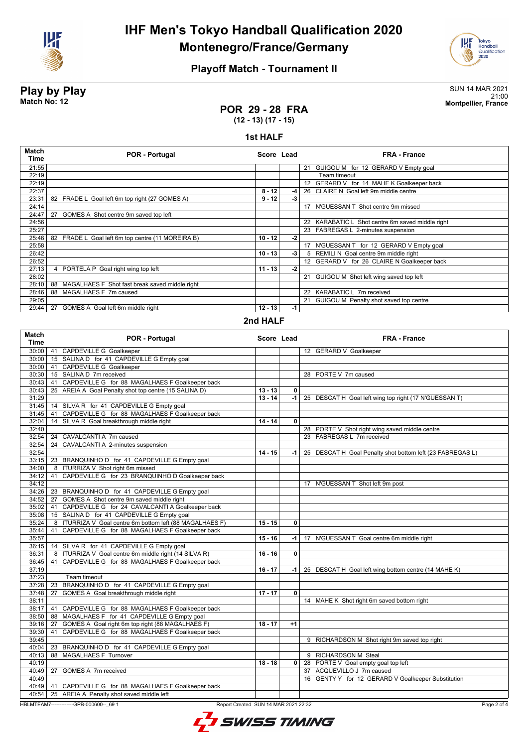# IHF Men's Tokyo Handball Qualification 2020
## Montenegro/France/Germany

### Playoff Match - Tournament II

**Play by Play**
**Match No: 12**

SUN 14 MAR 2021
21:00
**Montpellier, France**

## POR 29 - 28 FRA
**(12 - 13) (17 - 15)**

### 1st HALF

| Match Time | POR - Portugal | Score | Lead | FRA - France |
|---|---|---|---|---|
| 21:55 | | | | 21 GUIGOU M for 12 GERARD V Empty goal |
| 22:19 | | | | Team timeout |
| 22:19 | | | | 12 GERARD V for 14 MAHE K Goalkeeper back |
| 22:37 | | 8 - 12 | -4 | 26 CLAIRE N Goal left 9m middle centre |
| 23:31 | 82 FRADE L Goal left 6m top right (27 GOMES A) | 9 - 12 | -3 | |
| 24:14 | | | | 17 N'GUESSAN T Shot centre 9m missed |
| 24:47 | 27 GOMES A Shot centre 9m saved top left | | | |
| 24:56 | | | | 22 KARABATIC L Shot centre 6m saved middle right |
| 25:27 | | | | 23 FABREGAS L 2-minutes suspension |
| 25:46 | 82 FRADE L Goal left 6m top centre (11 MOREIRA B) | 10 - 12 | -2 | |
| 25:58 | | | | 17 N'GUESSAN T for 12 GERARD V Empty goal |
| 26:42 | | 10 - 13 | -3 | 5 REMILI N Goal centre 9m middle right |
| 26:52 | | | | 12 GERARD V for 26 CLAIRE N Goalkeeper back |
| 27:13 | 4 PORTELA P Goal right wing top left | 11 - 13 | -2 | |
| 28:02 | | | | 21 GUIGOU M Shot left wing saved top left |
| 28:10 | 88 MAGALHAES F Shot fast break saved middle right | | | |
| 28:46 | 88 MAGALHAES F 7m caused | | | 22 KARABATIC L 7m received |
| 29:05 | | | | 21 GUIGOU M Penalty shot saved top centre |
| 29:44 | 27 GOMES A Goal left 6m middle right | 12 - 13 | -1 | |

### 2nd HALF

| Match Time | POR - Portugal | Score | Lead | FRA - France |
|---|---|---|---|---|
| 30:00 | 41 CAPDEVILLE G Goalkeeper | | | 12 GERARD V Goalkeeper |
| 30:00 | 15 SALINA D for 41 CAPDEVILLE G Empty goal | | | |
| 30:00 | 41 CAPDEVILLE G Goalkeeper | | | |
| 30:30 | 15 SALINA D 7m received | | | 28 PORTE V 7m caused |
| 30:43 | 41 CAPDEVILLE G for 88 MAGALHAES F Goalkeeper back | | | |
| 30:43 | 25 AREIA A Goal Penalty shot top centre (15 SALINA D) | 13 - 13 | 0 | |
| 31:29 | | 13 - 14 | -1 | 25 DESCAT H Goal left wing top right (17 N'GUESSAN T) |
| 31:45 | 14 SILVA R for 41 CAPDEVILLE G Empty goal | | | |
| 31:45 | 41 CAPDEVILLE G for 88 MAGALHAES F Goalkeeper back | | | |
| 32:04 | 14 SILVA R Goal breakthrough middle right | 14 - 14 | 0 | |
| 32:40 | | | | 28 PORTE V Shot right wing saved middle centre |
| 32:54 | 24 CAVALCANTI A 7m caused | | | 23 FABREGAS L 7m received |
| 32:54 | 24 CAVALCANTI A 2-minutes suspension | | | |
| 32:54 | | 14 - 15 | -1 | 25 DESCAT H Goal Penalty shot bottom left (23 FABREGAS L) |
| 33:15 | 23 BRANQUINHO D for 41 CAPDEVILLE G Empty goal | | | |
| 34:00 | 8 ITURRIZA V Shot right 6m missed | | | |
| 34:12 | 41 CAPDEVILLE G for 23 BRANQUINHO D Goalkeeper back | | | |
| 34:12 | | | | 17 N'GUESSAN T Shot left 9m post |
| 34:26 | 23 BRANQUINHO D for 41 CAPDEVILLE G Empty goal | | | |
| 34:52 | 27 GOMES A Shot centre 9m saved middle right | | | |
| 35:02 | 41 CAPDEVILLE G for 24 CAVALCANTI A Goalkeeper back | | | |
| 35:08 | 15 SALINA D for 41 CAPDEVILLE G Empty goal | | | |
| 35:24 | 8 ITURRIZA V Goal centre 6m bottom left (88 MAGALHAES F) | 15 - 15 | 0 | |
| 35:44 | 41 CAPDEVILLE G for 88 MAGALHAES F Goalkeeper back | | | |
| 35:57 | | 15 - 16 | -1 | 17 N'GUESSAN T Goal centre 6m middle right |
| 36:15 | 14 SILVA R for 41 CAPDEVILLE G Empty goal | | | |
| 36:31 | 8 ITURRIZA V Goal centre 6m middle right (14 SILVA R) | 16 - 16 | 0 | |
| 36:45 | 41 CAPDEVILLE G for 88 MAGALHAES F Goalkeeper back | | | |
| 37:19 | | 16 - 17 | -1 | 25 DESCAT H Goal left wing bottom centre (14 MAHE K) |
| 37:23 | Team timeout | | | |
| 37:28 | 23 BRANQUINHO D for 41 CAPDEVILLE G Empty goal | | | |
| 37:48 | 27 GOMES A Goal breakthrough middle right | 17 - 17 | 0 | |
| 38:11 | | | | 14 MAHE K Shot right 6m saved bottom right |
| 38:17 | 41 CAPDEVILLE G for 88 MAGALHAES F Goalkeeper back | | | |
| 38:50 | 88 MAGALHAES F for 41 CAPDEVILLE G Empty goal | | | |
| 39:16 | 27 GOMES A Goal right 6m top right (88 MAGALHAES F) | 18 - 17 | +1 | |
| 39:30 | 41 CAPDEVILLE G for 88 MAGALHAES F Goalkeeper back | | | |
| 39:45 | | | | 9 RICHARDSON M Shot right 9m saved top right |
| 40:04 | 23 BRANQUINHO D for 41 CAPDEVILLE G Empty goal | | | |
| 40:13 | 88 MAGALHAES F Turnover | | | 9 RICHARDSON M Steal |
| 40:19 | | 18 - 18 | 0 | 28 PORTE V Goal empty goal top left |
| 40:49 | 27 GOMES A 7m received | | | 37 ACQUEVILLO J 7m caused |
| 40:49 | | | | 16 GENTY Y for 12 GERARD V Goalkeeper Substitution |
| 40:49 | 41 CAPDEVILLE G for 88 MAGALHAES F Goalkeeper back | | | |
| 40:54 | 25 AREIA A Penalty shot saved middle left | | | |

HBLMTEAM7-------------GPB-000600--_69 1 Report Created SUN 14 MAR 2021 22:32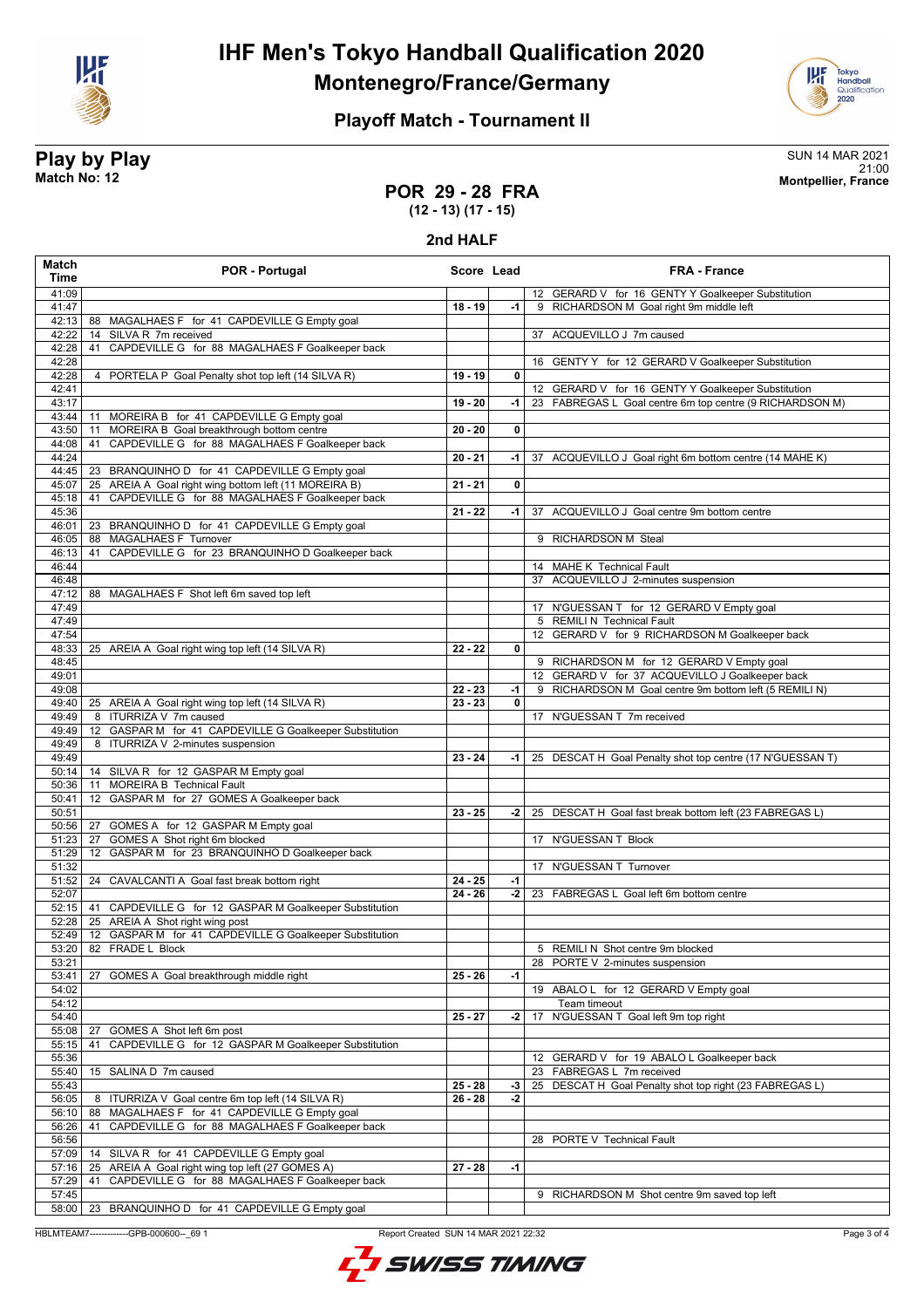# IHF Men's Tokyo Handball Qualification 2020
## Montenegro/France/Germany

### Playoff Match - Tournament II

**Play by Play**
**Match No: 12**

SUN 14 MAR 2021
21:00
**Montpellier, France**

## POR 29 - 28 FRA
**(12 - 13) (17 - 15)**

### 2nd HALF

| Match Time | POR - Portugal | Score | Lead | FRA - France |
|---|---|---|---|---|
| 41:09 | | | | 12 GERARD V for 16 GENTY Y Goalkeeper Substitution |
| 41:47 | | 18 - 19 | -1 | 9 RICHARDSON M Goal right 9m middle left |
| 42:13 | 88 MAGALHAES F for 41 CAPDEVILLE G Empty goal | | | |
| 42:22 | 14 SILVA R 7m received | | | 37 ACQUEVILLO J 7m caused |
| 42:28 | 41 CAPDEVILLE G for 88 MAGALHAES F Goalkeeper back | | | |
| 42:28 | | | | 16 GENTY Y for 12 GERARD V Goalkeeper Substitution |
| 42:28 | 4 PORTELA P Goal Penalty shot top left (14 SILVA R) | 19 - 19 | 0 | |
| 42:41 | | | | 12 GERARD V for 16 GENTY Y Goalkeeper Substitution |
| 43:17 | | 19 - 20 | -1 | 23 FABREGAS L Goal centre 6m top centre (9 RICHARDSON M) |
| 43:44 | 11 MOREIRA B for 41 CAPDEVILLE G Empty goal | | | |
| 43:50 | 11 MOREIRA B Goal breakthrough bottom centre | 20 - 20 | 0 | |
| 44:08 | 41 CAPDEVILLE G for 88 MAGALHAES F Goalkeeper back | | | |
| 44:24 | | 20 - 21 | -1 | 37 ACQUEVILLO J Goal right 6m bottom centre (14 MAHE K) |
| 44:45 | 23 BRANQUINHO D for 41 CAPDEVILLE G Empty goal | | | |
| 45:07 | 25 AREIA A Goal right wing bottom left (11 MOREIRA B) | 21 - 21 | 0 | |
| 45:18 | 41 CAPDEVILLE G for 88 MAGALHAES F Goalkeeper back | | | |
| 45:36 | | 21 - 22 | -1 | 37 ACQUEVILLO J Goal centre 9m bottom centre |
| 46:01 | 23 BRANQUINHO D for 41 CAPDEVILLE G Empty goal | | | |
| 46:05 | 88 MAGALHAES F Turnover | | | 9 RICHARDSON M Steal |
| 46:13 | 41 CAPDEVILLE G for 23 BRANQUINHO D Goalkeeper back | | | |
| 46:44 | | | | 14 MAHE K Technical Fault |
| 46:48 | | | | 37 ACQUEVILLO J 2-minutes suspension |
| 47:12 | 88 MAGALHAES F Shot left 6m saved top left | | | |
| 47:49 | | | | 17 N'GUESSAN T for 12 GERARD V Empty goal |
| 47:49 | | | | 5 REMILI N Technical Fault |
| 47:54 | | | | 12 GERARD V for 9 RICHARDSON M Goalkeeper back |
| 48:33 | 25 AREIA A Goal right wing top left (14 SILVA R) | 22 - 22 | 0 | |
| 48:45 | | | | 9 RICHARDSON M for 12 GERARD V Empty goal |
| 49:01 | | | | 12 GERARD V for 37 ACQUEVILLO J Goalkeeper back |
| 49:08 | | 22 - 23 | -1 | 9 RICHARDSON M Goal centre 9m bottom left (5 REMILI N) |
| 49:40 | 25 AREIA A Goal right wing top left (14 SILVA R) | 23 - 23 | 0 | |
| 49:49 | 8 ITURRIZA V 7m caused | | | 17 N'GUESSAN T 7m received |
| 49:49 | 12 GASPAR M for 41 CAPDEVILLE G Goalkeeper Substitution | | | |
| 49:49 | 8 ITURRIZA V 2-minutes suspension | | | |
| 49:49 | | 23 - 24 | -1 | 25 DESCAT H Goal Penalty shot top centre (17 N'GUESSAN T) |
| 50:14 | 14 SILVA R for 12 GASPAR M Empty goal | | | |
| 50:36 | 11 MOREIRA B Technical Fault | | | |
| 50:41 | 12 GASPAR M for 27 GOMES A Goalkeeper back | | | |
| 50:51 | | 23 - 25 | -2 | 25 DESCAT H Goal fast break bottom left (23 FABREGAS L) |
| 50:56 | 27 GOMES A for 12 GASPAR M Empty goal | | | |
| 51:23 | 27 GOMES A Shot right 6m blocked | | | 17 N'GUESSAN T Block |
| 51:29 | 12 GASPAR M for 23 BRANQUINHO D Goalkeeper back | | | |
| 51:32 | | | | 17 N'GUESSAN T Turnover |
| 51:52 | 24 CAVALCANTI A Goal fast break bottom right | 24 - 25 | -1 | |
| 52:07 | | 24 - 26 | -2 | 23 FABREGAS L Goal left 6m bottom centre |
| 52:15 | 41 CAPDEVILLE G for 12 GASPAR M Goalkeeper Substitution | | | |
| 52:28 | 25 AREIA A Shot right wing post | | | |
| 52:49 | 12 GASPAR M for 41 CAPDEVILLE G Goalkeeper Substitution | | | |
| 53:20 | 82 FRADE L Block | | | 5 REMILI N Shot centre 9m blocked |
| 53:21 | | | | 28 PORTE V 2-minutes suspension |
| 53:41 | 27 GOMES A Goal breakthrough middle right | 25 - 26 | -1 | |
| 54:02 | | | | 19 ABALO L for 12 GERARD V Empty goal |
| 54:12 | | | | Team timeout |
| 54:40 | | 25 - 27 | -2 | 17 N'GUESSAN T Goal left 9m top right |
| 55:08 | 27 GOMES A Shot left 6m post | | | |
| 55:15 | 41 CAPDEVILLE G for 12 GASPAR M Goalkeeper Substitution | | | |
| 55:36 | | | | 12 GERARD V for 19 ABALO L Goalkeeper back |
| 55:40 | 15 SALINA D 7m caused | | | 23 FABREGAS L 7m received |
| 55:43 | | 25 - 28 | -3 | 25 DESCAT H Goal Penalty shot top right (23 FABREGAS L) |
| 56:05 | 8 ITURRIZA V Goal centre 6m top left (14 SILVA R) | 26 - 28 | -2 | |
| 56:10 | 88 MAGALHAES F for 41 CAPDEVILLE G Empty goal | | | |
| 56:26 | 41 CAPDEVILLE G for 88 MAGALHAES F Goalkeeper back | | | |
| 56:56 | | | | 28 PORTE V Technical Fault |
| 57:09 | 14 SILVA R for 41 CAPDEVILLE G Empty goal | | | |
| 57:16 | 25 AREIA A Goal right wing top left (27 GOMES A) | 27 - 28 | -1 | |
| 57:29 | 41 CAPDEVILLE G for 88 MAGALHAES F Goalkeeper back | | | |
| 57:45 | | | | 9 RICHARDSON M Shot centre 9m saved top left |
| 58:00 | 23 BRANQUINHO D for 41 CAPDEVILLE G Empty goal | | | |

HBLMTEAM7-------------GPB-000600--_69 1 Report Created SUN 14 MAR 2021 22:32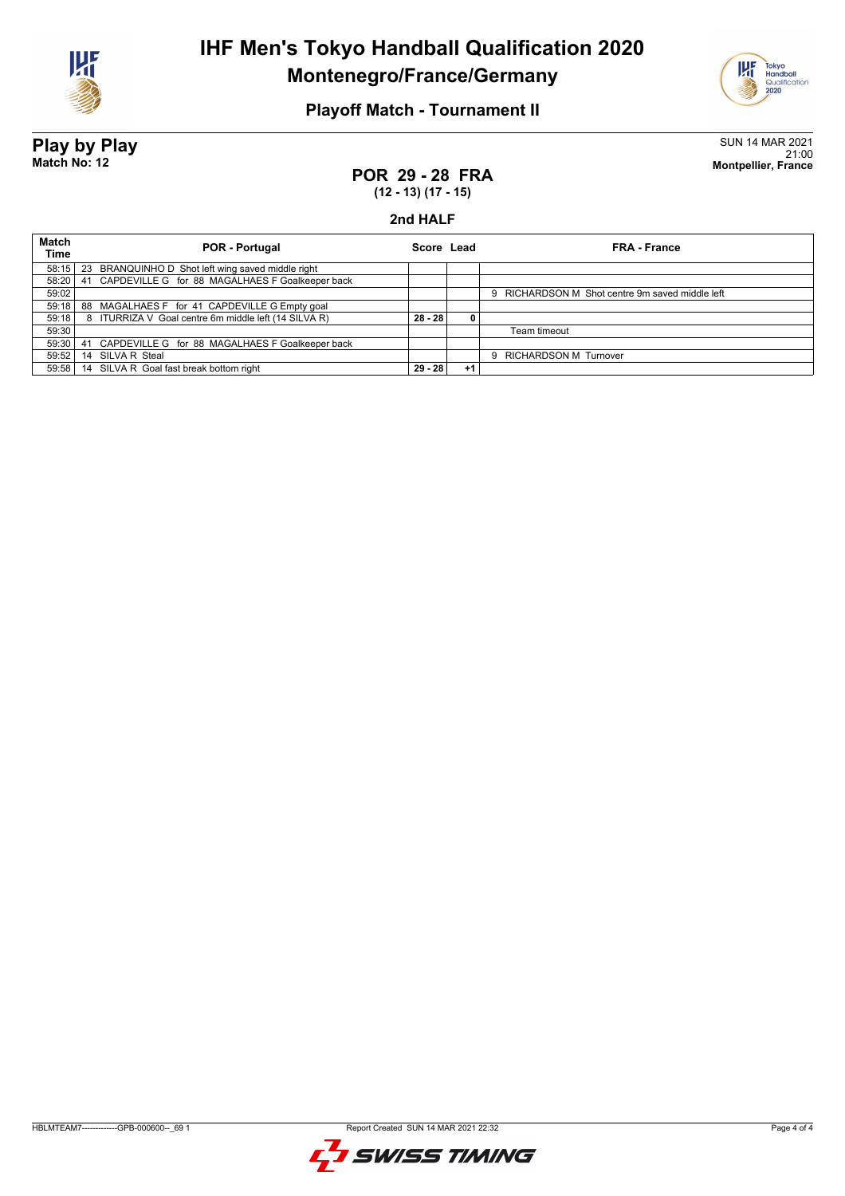# IHF Men's Tokyo Handball Qualification 2020

## Montenegro/France/Germany

### Playoff Match - Tournament II

**Play by Play**
**Match No: 12**

SUN 14 MAR 2021
21:00
**Montpellier, France**

## POR 29 - 28 FRA

**(12 - 13) (17 - 15)**

### 2nd HALF

| Match Time | POR - Portugal | Score | Lead | FRA - France |
|---|---|---|---|---|
| 58:15 | 23 BRANQUINHO D Shot left wing saved middle right | | | |
| 58:20 | 41 CAPDEVILLE G for 88 MAGALHAES F Goalkeeper back | | | |
| 59:02 | | | | 9 RICHARDSON M Shot centre 9m saved middle left |
| 59:18 | 88 MAGALHAES F for 41 CAPDEVILLE G Empty goal | | | |
| 59:18 | 8 ITURRIZA V Goal centre 6m middle left (14 SILVA R) | 28 - 28 | 0 | |
| 59:30 | | | | Team timeout |
| 59:30 | 41 CAPDEVILLE G for 88 MAGALHAES F Goalkeeper back | | | |
| 59:52 | 14 SILVA R Steal | | | 9 RICHARDSON M Turnover |
| 59:58 | 14 SILVA R Goal fast break bottom right | 29 - 28 | +1 | |

HBLMTEAM7-------------GPB-000600--_69 1 Report Created SUN 14 MAR 2021 22:32